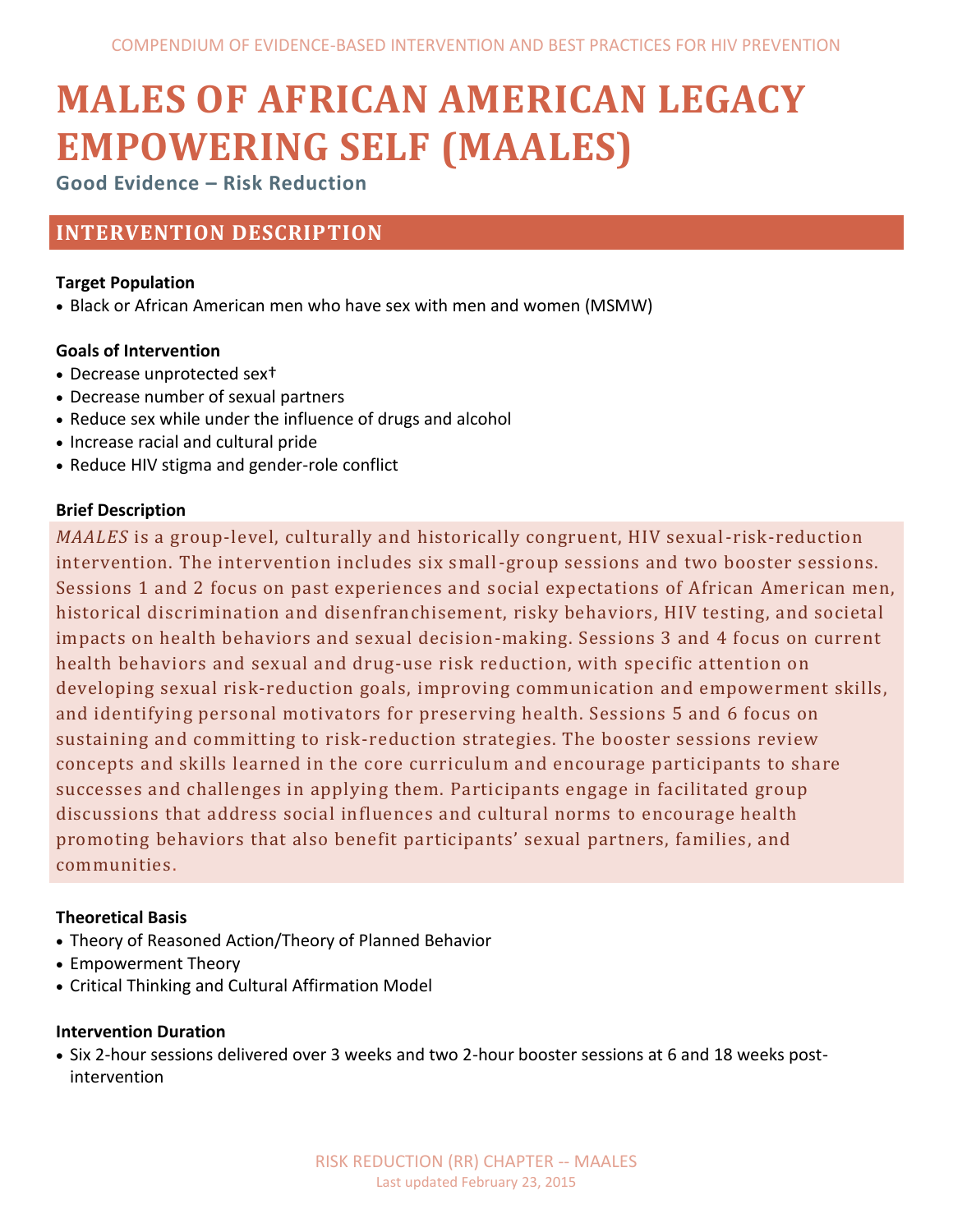# MALES OF AFRICAN AMERICAN LEGACY EMPOWERING SELF (MAALES)

**Good Evidence – Risk Reduction**

## INTERVENTION DESCRIPTION

### Target Population

- Black or African American men who have sex with men and women (MSMW)

### Goals of Intervention

- Decrease unprotected sex†
- Decrease number of sexual partners
- Reduce sex while under the influence of drugs and alcohol
- Increase racial and cultural pride
- Reduce HIV stigma and gender-role conflict

### Brief Description

*MAALES* is a group-level, culturally and historically congruent, HIV sexual-risk-reduction intervention. The intervention includes six small-group sessions and two booster sessions. Sessions 1 and 2 focus on past experiences and social expectations of African American men, historical discrimination and disenfranchisement, risky behaviors, HIV testing, and societal impacts on health behaviors and sexual decision-making. Sessions 3 and 4 focus on current health behaviors and sexual and drug-use risk reduction, with specific attention on developing sexual risk-reduction goals, improving communication and empowerment skills, and identifying personal motivators for preserving health. Sessions 5 and 6 focus on sustaining and committing to risk-reduction strategies. The booster sessions review concepts and skills learned in the core curriculum and encourage participants to share successes and challenges in applying them. Participants engage in facilitated group discussions that address social influences and cultural norms to encourage health promoting behaviors that also benefit participants' sexual partners, families, and communities.

### Theoretical Basis

- Theory of Reasoned Action/Theory of Planned Behavior
- Empowerment Theory
- Critical Thinking and Cultural Affirmation Model

### Intervention Duration

- Six 2-hour sessions delivered over 3 weeks and two 2-hour booster sessions at 6 and 18 weeks post-intervention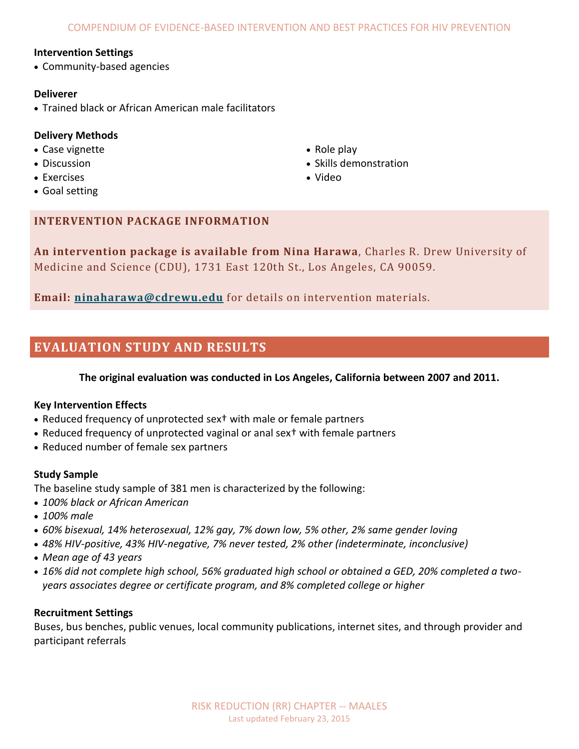### Intervention Settings

- Community-based agencies

### Deliverer

- Trained black or African American male facilitators

### Delivery Methods

- Case vignette
- Discussion
- Exercises
- Goal setting
- Role play
- Skills demonstration
- Video

## INTERVENTION PACKAGE INFORMATION

**An intervention package is available from Nina Harawa**, Charles R. Drew University of Medicine and Science (CDU), 1731 East 120th St., Los Angeles, CA 90059.

**Email:** ninaharawa@cdrewu.edu for details on intervention materials.

## EVALUATION STUDY AND RESULTS

**The original evaluation was conducted in Los Angeles, California between 2007 and 2011.**

### Key Intervention Effects

- Reduced frequency of unprotected sex† with male or female partners
- Reduced frequency of unprotected vaginal or anal sex† with female partners
- Reduced number of female sex partners

### Study Sample

The baseline study sample of 381 men is characterized by the following:

- *100% black or African American*
- *100% male*
- *60% bisexual, 14% heterosexual, 12% gay, 7% down low, 5% other, 2% same gender loving*
- *48% HIV-positive, 43% HIV-negative, 7% never tested, 2% other (indeterminate, inconclusive)*
- *Mean age of 43 years*
- *16% did not complete high school, 56% graduated high school or obtained a GED, 20% completed a two-years associates degree or certificate program, and 8% completed college or higher*

### Recruitment Settings

Buses, bus benches, public venues, local community publications, internet sites, and through provider and participant referrals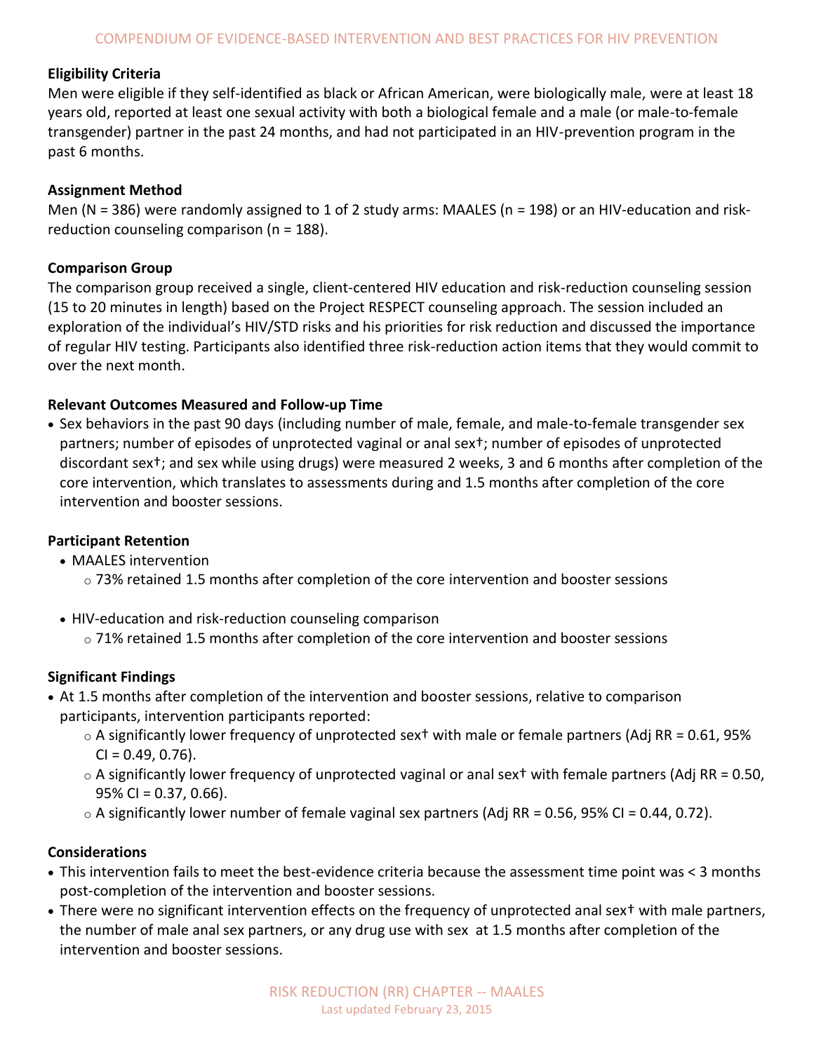## Eligibility Criteria

Men were eligible if they self-identified as black or African American, were biologically male, were at least 18 years old, reported at least one sexual activity with both a biological female and a male (or male-to-female transgender) partner in the past 24 months, and had not participated in an HIV-prevention program in the past 6 months.

## Assignment Method

Men (N = 386) were randomly assigned to 1 of 2 study arms: MAALES (n = 198) or an HIV-education and risk-reduction counseling comparison (n = 188).

## Comparison Group

The comparison group received a single, client-centered HIV education and risk-reduction counseling session (15 to 20 minutes in length) based on the Project RESPECT counseling approach. The session included an exploration of the individual's HIV/STD risks and his priorities for risk reduction and discussed the importance of regular HIV testing. Participants also identified three risk-reduction action items that they would commit to over the next month.

## Relevant Outcomes Measured and Follow-up Time

- Sex behaviors in the past 90 days (including number of male, female, and male-to-female transgender sex partners; number of episodes of unprotected vaginal or anal sex†; number of episodes of unprotected discordant sex†; and sex while using drugs) were measured 2 weeks, 3 and 6 months after completion of the core intervention, which translates to assessments during and 1.5 months after completion of the core intervention and booster sessions.

## Participant Retention

- MAALES intervention
  - 73% retained 1.5 months after completion of the core intervention and booster sessions

- HIV-education and risk-reduction counseling comparison
  - 71% retained 1.5 months after completion of the core intervention and booster sessions

## Significant Findings

- At 1.5 months after completion of the intervention and booster sessions, relative to comparison participants, intervention participants reported:
  - A significantly lower frequency of unprotected sex† with male or female partners (Adj RR = 0.61, 95% CI = 0.49, 0.76).
  - A significantly lower frequency of unprotected vaginal or anal sex† with female partners (Adj RR = 0.50, 95% CI = 0.37, 0.66).
  - A significantly lower number of female vaginal sex partners (Adj RR = 0.56, 95% CI = 0.44, 0.72).

## Considerations

- This intervention fails to meet the best-evidence criteria because the assessment time point was < 3 months post-completion of the intervention and booster sessions.
- There were no significant intervention effects on the frequency of unprotected anal sex† with male partners, the number of male anal sex partners, or any drug use with sex at 1.5 months after completion of the intervention and booster sessions.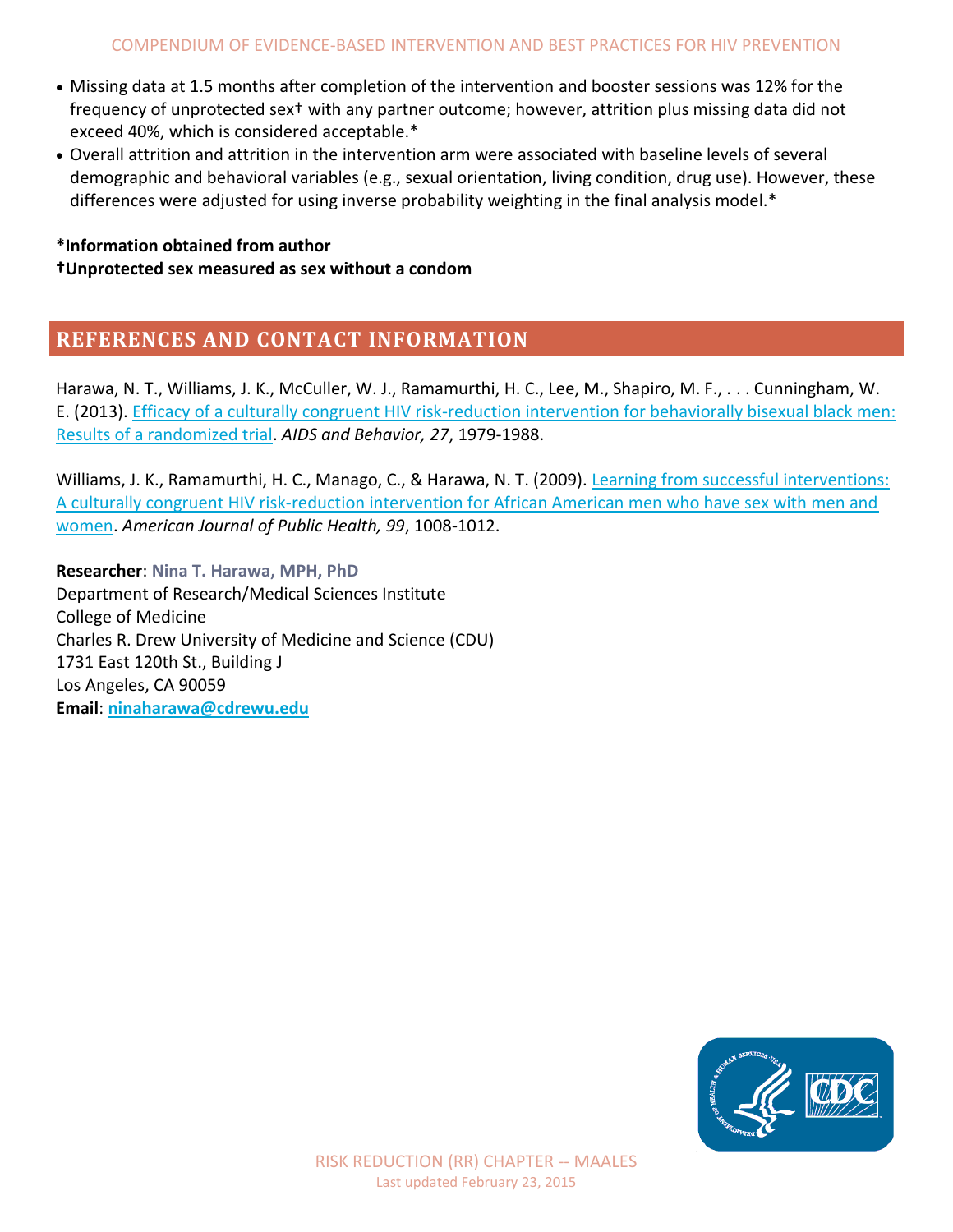- Missing data at 1.5 months after completion of the intervention and booster sessions was 12% for the frequency of unprotected sex† with any partner outcome; however, attrition plus missing data did not exceed 40%, which is considered acceptable.*
- Overall attrition and attrition in the intervention arm were associated with baseline levels of several demographic and behavioral variables (e.g., sexual orientation, living condition, drug use). However, these differences were adjusted for using inverse probability weighting in the final analysis model.*

**\*Information obtained from author**
**†Unprotected sex measured as sex without a condom**

## REFERENCES AND CONTACT INFORMATION

Harawa, N. T., Williams, J. K., McCuller, W. J., Ramamurthi, H. C., Lee, M., Shapiro, M. F., . . . Cunningham, W. E. (2013). Efficacy of a culturally congruent HIV risk-reduction intervention for behaviorally bisexual black men: Results of a randomized trial. *AIDS and Behavior, 27*, 1979-1988.

Williams, J. K., Ramamurthi, H. C., Manago, C., & Harawa, N. T. (2009). Learning from successful interventions: A culturally congruent HIV risk-reduction intervention for African American men who have sex with men and women. *American Journal of Public Health, 99*, 1008-1012.

**Researcher**: **Nina T. Harawa, MPH, PhD**
Department of Research/Medical Sciences Institute
College of Medicine
Charles R. Drew University of Medicine and Science (CDU)
1731 East 120th St., Building J
Los Angeles, CA 90059
**Email**: **ninaharawa@cdrewu.edu**